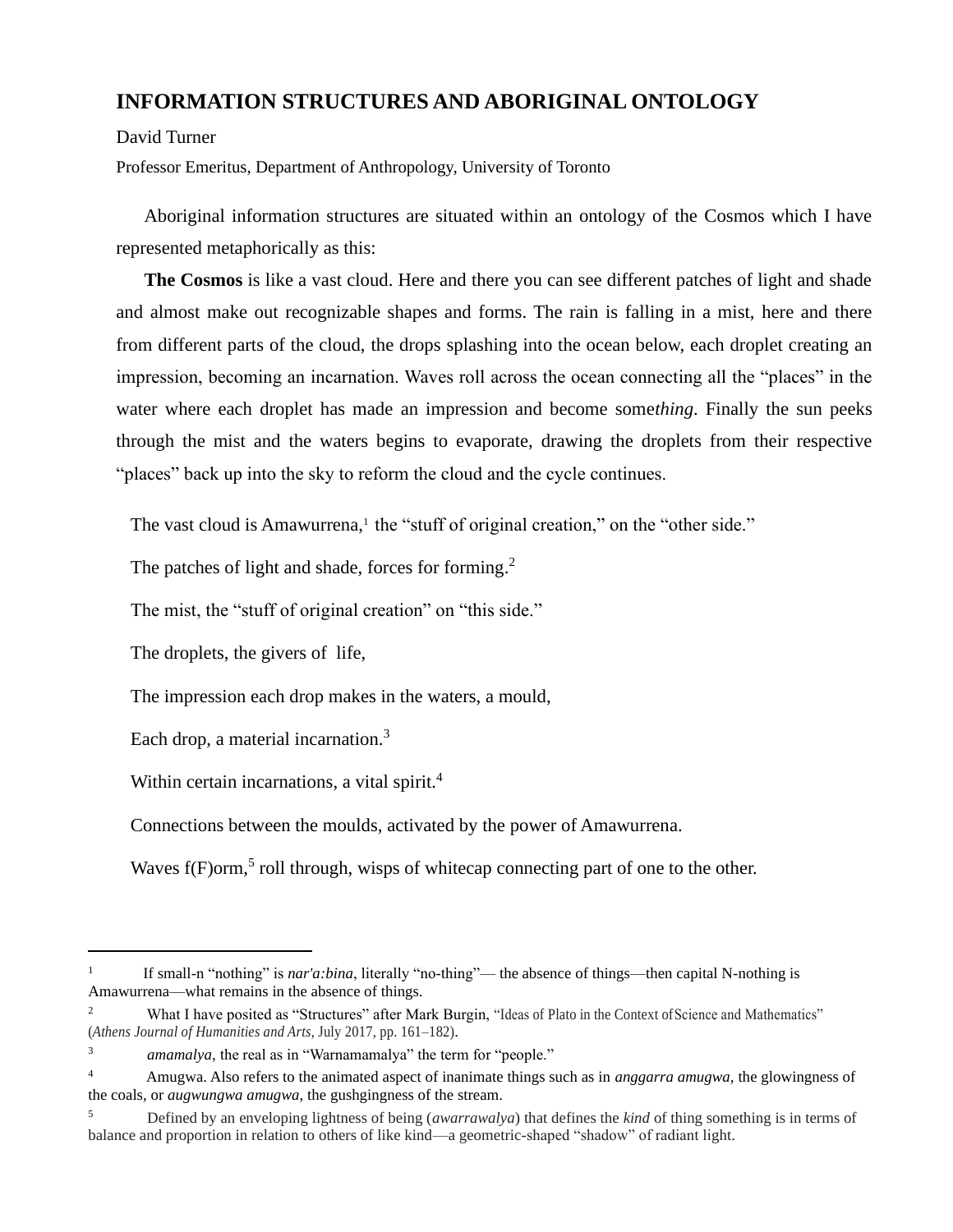# INFORMATION STRUCTURES AND ABORIGINAL ONTOLOGY

David Turner

Professor Emeritus, Department of Anthropology, University of Toronto

Aboriginal information structures are situated within an ontology of the Cosmos which I have represented metaphorically as this:

**The Cosmos** is like a vast cloud. Here and there you can see different patches of light and shade and almost make out recognizable shapes and forms. The rain is falling in a mist, here and there from different parts of the cloud, the drops splashing into the ocean below, each droplet creating an impression, becoming an incarnation. Waves roll across the ocean connecting all the "places" in the water where each droplet has made an impression and become some*thing*. Finally the sun peeks through the mist and the waters begins to evaporate, drawing the droplets from their respective "places" back up into the sky to reform the cloud and the cycle continues.

The vast cloud is Amawurrena,[1] the "stuff of original creation," on the "other side."

The patches of light and shade, forces for forming.[2]

The mist, the "stuff of original creation" on "this side."

The droplets, the givers of life,

The impression each drop makes in the waters, a mould,

Each drop, a material incarnation.[3]

Within certain incarnations, a vital spirit.[4]

Connections between the moulds, activated by the power of Amawurrena.

Waves f(F)orm,[5] roll through, wisps of whitecap connecting part of one to the other.

---

[1] If small-n "nothing" is *nar'a:bina*, literally "no-thing"— the absence of things—then capital N-nothing is Amawurrena—what remains in the absence of things.

[2] What I have posited as "Structures" after Mark Burgin, "Ideas of Plato in the Context of Science and Mathematics" (*Athens Journal of Humanities and Arts*, July 2017, pp. 161–182).

[3] *amamalya,* the real as in "Warnamamalya" the term for "people."

[4] Amugwa. Also refers to the animated aspect of inanimate things such as in *anggarra amugwa,* the glowingness of the coals, or *augwungwa amugwa,* the gushgingness of the stream.

[5] Defined by an enveloping lightness of being (*awarrawalya*) that defines the *kind* of thing something is in terms of balance and proportion in relation to others of like kind—a geometric-shaped "shadow" of radiant light.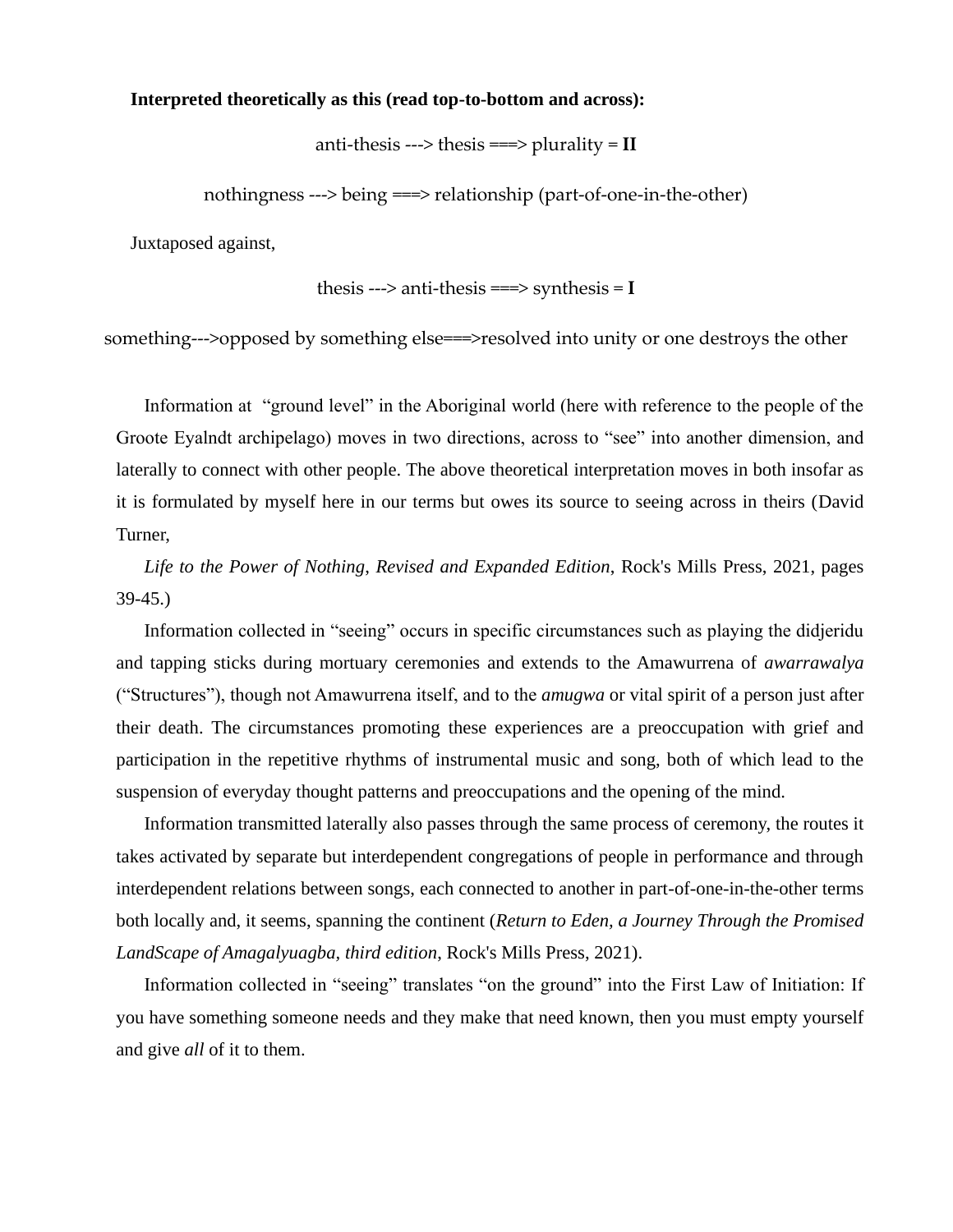**Interpreted theoretically as this (read top-to-bottom and across):**

anti-thesis ---> thesis ===> plurality = **II**

nothingness ---> being ===> relationship (part-of-one-in-the-other)

Juxtaposed against,

thesis ---> anti-thesis ===> synthesis = **I**

something--->opposed by something else===>resolved into unity or one destroys the other

Information at "ground level" in the Aboriginal world (here with reference to the people of the Groote Eyalndt archipelago) moves in two directions, across to "see" into another dimension, and laterally to connect with other people. The above theoretical interpretation moves in both insofar as it is formulated by myself here in our terms but owes its source to seeing across in theirs (David Turner,

*Life to the Power of Nothing, Revised and Expanded Edition*, Rock's Mills Press, 2021, pages 39-45.)

Information collected in "seeing" occurs in specific circumstances such as playing the didjeridu and tapping sticks during mortuary ceremonies and extends to the Amawurrena of *awarrawalya* ("Structures"), though not Amawurrena itself, and to the *amugwa* or vital spirit of a person just after their death. The circumstances promoting these experiences are a preoccupation with grief and participation in the repetitive rhythms of instrumental music and song, both of which lead to the suspension of everyday thought patterns and preoccupations and the opening of the mind.

Information transmitted laterally also passes through the same process of ceremony, the routes it takes activated by separate but interdependent congregations of people in performance and through interdependent relations between songs, each connected to another in part-of-one-in-the-other terms both locally and, it seems, spanning the continent (*Return to Eden, a Journey Through the Promised LandScape of Amagalyuagba, third edition*, Rock's Mills Press, 2021).

Information collected in "seeing" translates "on the ground" into the First Law of Initiation: If you have something someone needs and they make that need known, then you must empty yourself and give *all* of it to them.